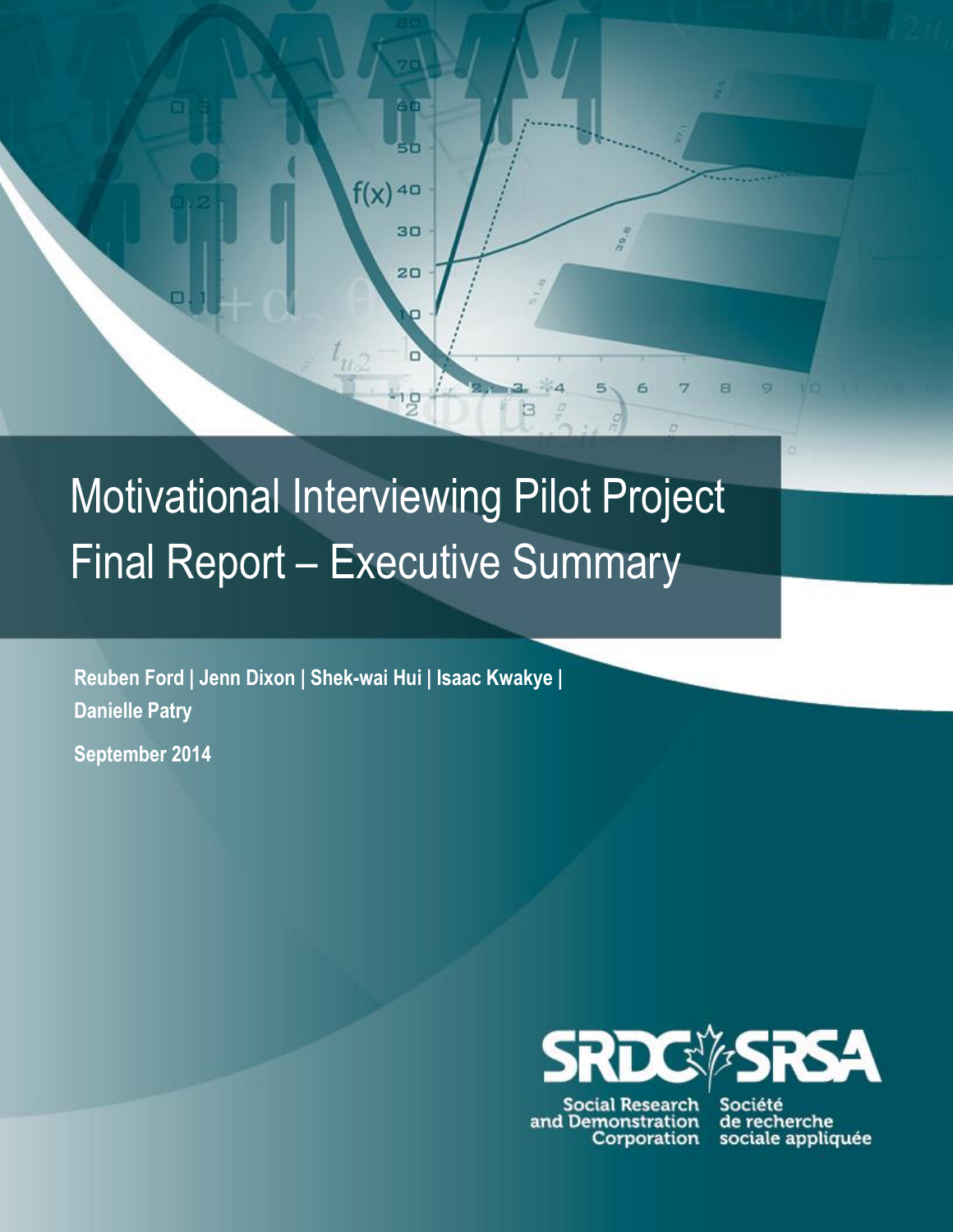# Motivational Interviewing Pilot Project Final Report – Executive Summary

**Reuben Ford | Jenn Dixon | Shek-wai Hui | Isaac Kwakye | Danielle Patry**

**September 2014**

SRDC SRSA

Social Research and Demonstration Corporation

Société de recherche sociale appliquée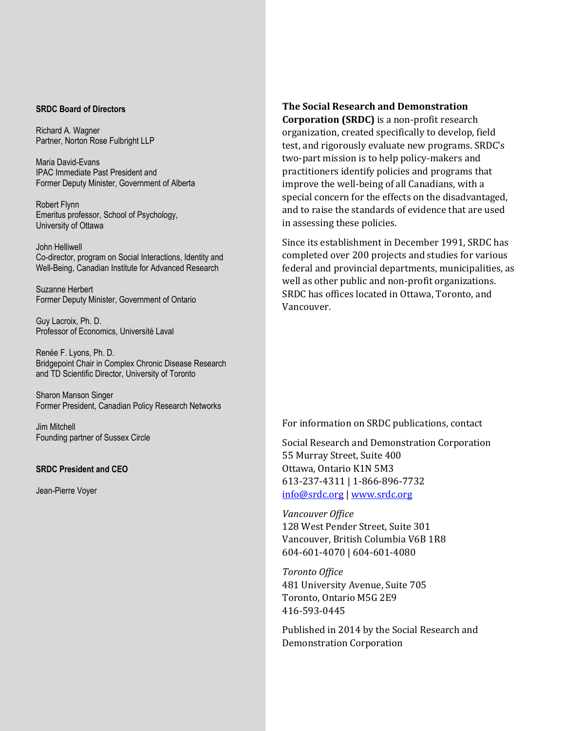**SRDC Board of Directors**

Richard A. Wagner
Partner, Norton Rose Fulbright LLP

Maria David-Evans
IPAC Immediate Past President and
Former Deputy Minister, Government of Alberta

Robert Flynn
Emeritus professor, School of Psychology,
University of Ottawa

John Helliwell
Co-director, program on Social Interactions, Identity and
Well-Being, Canadian Institute for Advanced Research

Suzanne Herbert
Former Deputy Minister, Government of Ontario

Guy Lacroix, Ph. D.
Professor of Economics, Université Laval

Renée F. Lyons, Ph. D.
Bridgepoint Chair in Complex Chronic Disease Research
and TD Scientific Director, University of Toronto

Sharon Manson Singer
Former President, Canadian Policy Research Networks

Jim Mitchell
Founding partner of Sussex Circle

**SRDC President and CEO**

Jean-Pierre Voyer

**The Social Research and Demonstration Corporation (SRDC)** is a non-profit research organization, created specifically to develop, field test, and rigorously evaluate new programs. SRDC's two-part mission is to help policy-makers and practitioners identify policies and programs that improve the well-being of all Canadians, with a special concern for the effects on the disadvantaged, and to raise the standards of evidence that are used in assessing these policies.

Since its establishment in December 1991, SRDC has completed over 200 projects and studies for various federal and provincial departments, municipalities, as well as other public and non-profit organizations. SRDC has offices located in Ottawa, Toronto, and Vancouver.

For information on SRDC publications, contact

Social Research and Demonstration Corporation
55 Murray Street, Suite 400
Ottawa, Ontario K1N 5M3
613-237-4311 | 1-866-896-7732
info@srdc.org | www.srdc.org

*Vancouver Office*
128 West Pender Street, Suite 301
Vancouver, British Columbia V6B 1R8
604-601-4070 | 604-601-4080

*Toronto Office*
481 University Avenue, Suite 705
Toronto, Ontario M5G 2E9
416-593-0445

Published in 2014 by the Social Research and Demonstration Corporation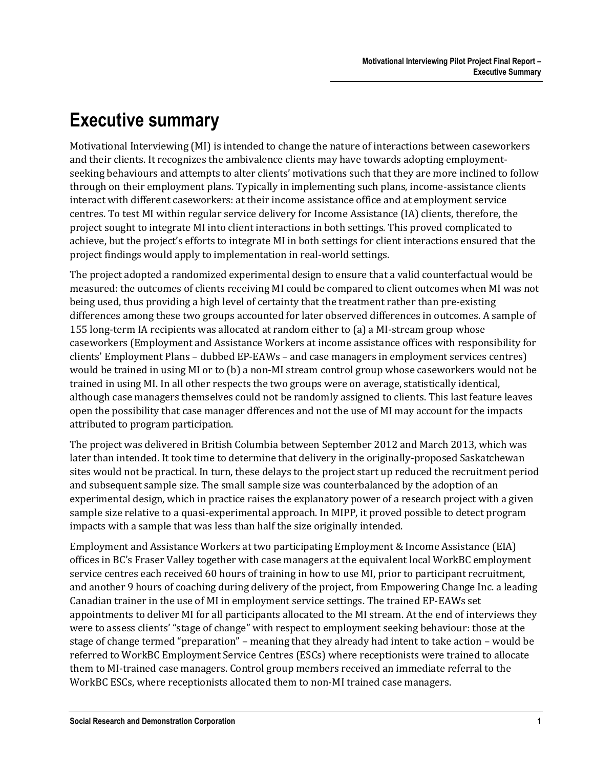# Executive summary

Motivational Interviewing (MI) is intended to change the nature of interactions between caseworkers and their clients. It recognizes the ambivalence clients may have towards adopting employment-seeking behaviours and attempts to alter clients' motivations such that they are more inclined to follow through on their employment plans. Typically in implementing such plans, income-assistance clients interact with different caseworkers: at their income assistance office and at employment service centres. To test MI within regular service delivery for Income Assistance (IA) clients, therefore, the project sought to integrate MI into client interactions in both settings. This proved complicated to achieve, but the project's efforts to integrate MI in both settings for client interactions ensured that the project findings would apply to implementation in real-world settings.

The project adopted a randomized experimental design to ensure that a valid counterfactual would be measured: the outcomes of clients receiving MI could be compared to client outcomes when MI was not being used, thus providing a high level of certainty that the treatment rather than pre-existing differences among these two groups accounted for later observed differences in outcomes. A sample of 155 long-term IA recipients was allocated at random either to (a) a MI-stream group whose caseworkers (Employment and Assistance Workers at income assistance offices with responsibility for clients' Employment Plans – dubbed EP-EAWs – and case managers in employment services centres) would be trained in using MI or to (b) a non-MI stream control group whose caseworkers would not be trained in using MI. In all other respects the two groups were on average, statistically identical, although case managers themselves could not be randomly assigned to clients. This last feature leaves open the possibility that case manager dfferences and not the use of MI may account for the impacts attributed to program participation.

The project was delivered in British Columbia between September 2012 and March 2013, which was later than intended. It took time to determine that delivery in the originally-proposed Saskatchewan sites would not be practical. In turn, these delays to the project start up reduced the recruitment period and subsequent sample size. The small sample size was counterbalanced by the adoption of an experimental design, which in practice raises the explanatory power of a research project with a given sample size relative to a quasi-experimental approach. In MIPP, it proved possible to detect program impacts with a sample that was less than half the size originally intended.

Employment and Assistance Workers at two participating Employment & Income Assistance (EIA) offices in BC's Fraser Valley together with case managers at the equivalent local WorkBC employment service centres each received 60 hours of training in how to use MI, prior to participant recruitment, and another 9 hours of coaching during delivery of the project, from Empowering Change Inc. a leading Canadian trainer in the use of MI in employment service settings. The trained EP-EAWs set appointments to deliver MI for all participants allocated to the MI stream. At the end of interviews they were to assess clients' "stage of change" with respect to employment seeking behaviour: those at the stage of change termed "preparation" – meaning that they already had intent to take action – would be referred to WorkBC Employment Service Centres (ESCs) where receptionists were trained to allocate them to MI-trained case managers. Control group members received an immediate referral to the WorkBC ESCs, where receptionists allocated them to non-MI trained case managers.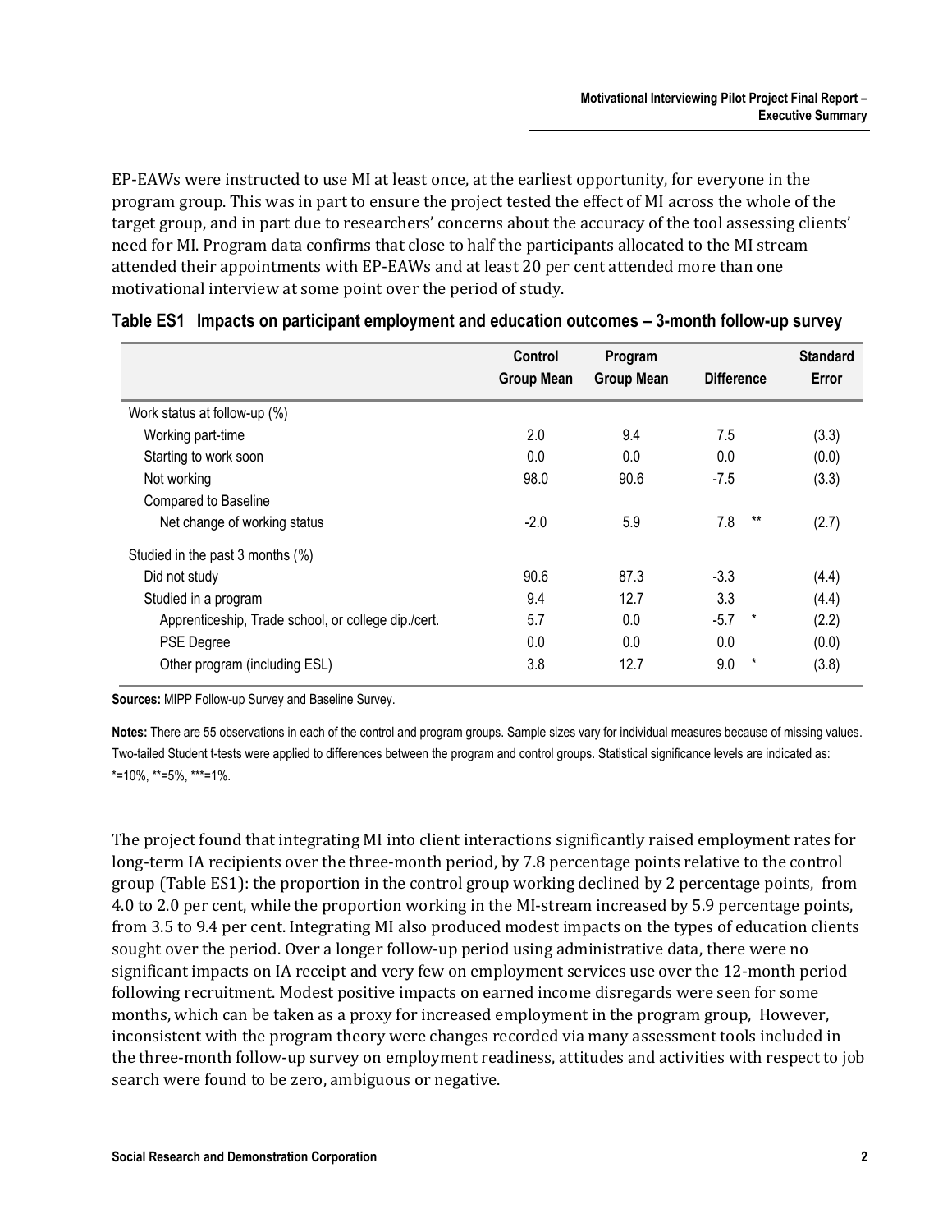EP-EAWs were instructed to use MI at least once, at the earliest opportunity, for everyone in the program group. This was in part to ensure the project tested the effect of MI across the whole of the target group, and in part due to researchers' concerns about the accuracy of the tool assessing clients' need for MI. Program data confirms that close to half the participants allocated to the MI stream attended their appointments with EP-EAWs and at least 20 per cent attended more than one motivational interview at some point over the period of study.

**Table ES1 Impacts on participant employment and education outcomes – 3-month follow-up survey**

| | Control Group Mean | Program Group Mean | Difference | Standard Error |
|---|---|---|---|---|
| Work status at follow-up (%) | | | | |
| Working part-time | 2.0 | 9.4 | 7.5 | (3.3) |
| Starting to work soon | 0.0 | 0.0 | 0.0 | (0.0) |
| Not working | 98.0 | 90.6 | -7.5 | (3.3) |
| Compared to Baseline | | | | |
| Net change of working status | -2.0 | 5.9 | 7.8 ** | (2.7) |
| Studied in the past 3 months (%) | | | | |
| Did not study | 90.6 | 87.3 | -3.3 | (4.4) |
| Studied in a program | 9.4 | 12.7 | 3.3 | (4.4) |
| Apprenticeship, Trade school, or college dip./cert. | 5.7 | 0.0 | -5.7 * | (2.2) |
| PSE Degree | 0.0 | 0.0 | 0.0 | (0.0) |
| Other program (including ESL) | 3.8 | 12.7 | 9.0 * | (3.8) |

**Sources:** MIPP Follow-up Survey and Baseline Survey.

**Notes:** There are 55 observations in each of the control and program groups. Sample sizes vary for individual measures because of missing values. Two-tailed Student t-tests were applied to differences between the program and control groups. Statistical significance levels are indicated as: *=10%, **=5%, ***=1%.

The project found that integrating MI into client interactions significantly raised employment rates for long-term IA recipients over the three-month period, by 7.8 percentage points relative to the control group (Table ES1): the proportion in the control group working declined by 2 percentage points, from 4.0 to 2.0 per cent, while the proportion working in the MI-stream increased by 5.9 percentage points, from 3.5 to 9.4 per cent. Integrating MI also produced modest impacts on the types of education clients sought over the period. Over a longer follow-up period using administrative data, there were no significant impacts on IA receipt and very few on employment services use over the 12-month period following recruitment. Modest positive impacts on earned income disregards were seen for some months, which can be taken as a proxy for increased employment in the program group, However, inconsistent with the program theory were changes recorded via many assessment tools included in the three-month follow-up survey on employment readiness, attitudes and activities with respect to job search were found to be zero, ambiguous or negative.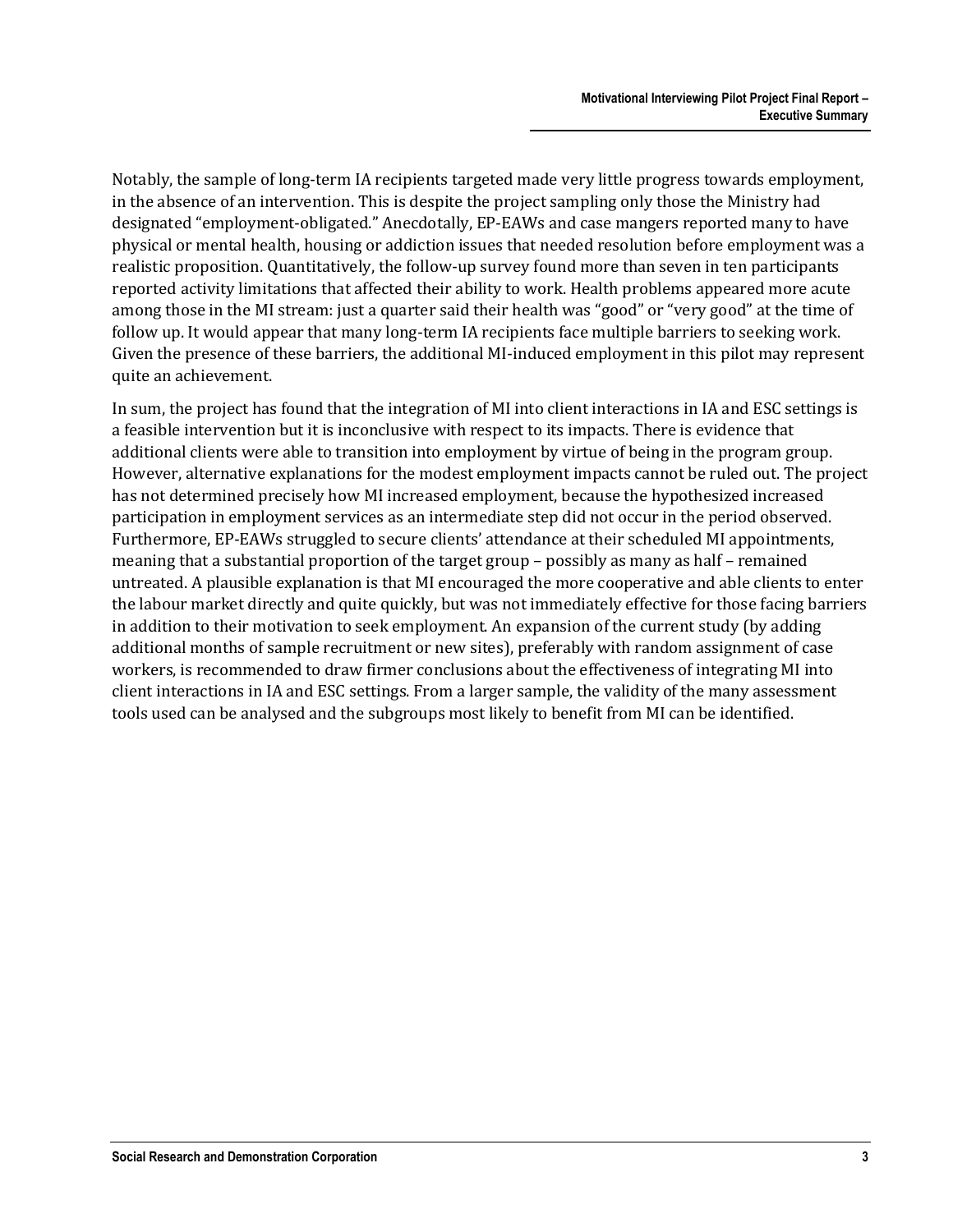Notably, the sample of long-term IA recipients targeted made very little progress towards employment, in the absence of an intervention. This is despite the project sampling only those the Ministry had designated "employment-obligated." Anecdotally, EP-EAWs and case mangers reported many to have physical or mental health, housing or addiction issues that needed resolution before employment was a realistic proposition. Quantitatively, the follow-up survey found more than seven in ten participants reported activity limitations that affected their ability to work. Health problems appeared more acute among those in the MI stream: just a quarter said their health was "good" or "very good" at the time of follow up. It would appear that many long-term IA recipients face multiple barriers to seeking work. Given the presence of these barriers, the additional MI-induced employment in this pilot may represent quite an achievement.

In sum, the project has found that the integration of MI into client interactions in IA and ESC settings is a feasible intervention but it is inconclusive with respect to its impacts. There is evidence that additional clients were able to transition into employment by virtue of being in the program group. However, alternative explanations for the modest employment impacts cannot be ruled out. The project has not determined precisely how MI increased employment, because the hypothesized increased participation in employment services as an intermediate step did not occur in the period observed. Furthermore, EP-EAWs struggled to secure clients' attendance at their scheduled MI appointments, meaning that a substantial proportion of the target group – possibly as many as half – remained untreated. A plausible explanation is that MI encouraged the more cooperative and able clients to enter the labour market directly and quite quickly, but was not immediately effective for those facing barriers in addition to their motivation to seek employment. An expansion of the current study (by adding additional months of sample recruitment or new sites), preferably with random assignment of case workers, is recommended to draw firmer conclusions about the effectiveness of integrating MI into client interactions in IA and ESC settings. From a larger sample, the validity of the many assessment tools used can be analysed and the subgroups most likely to benefit from MI can be identified.